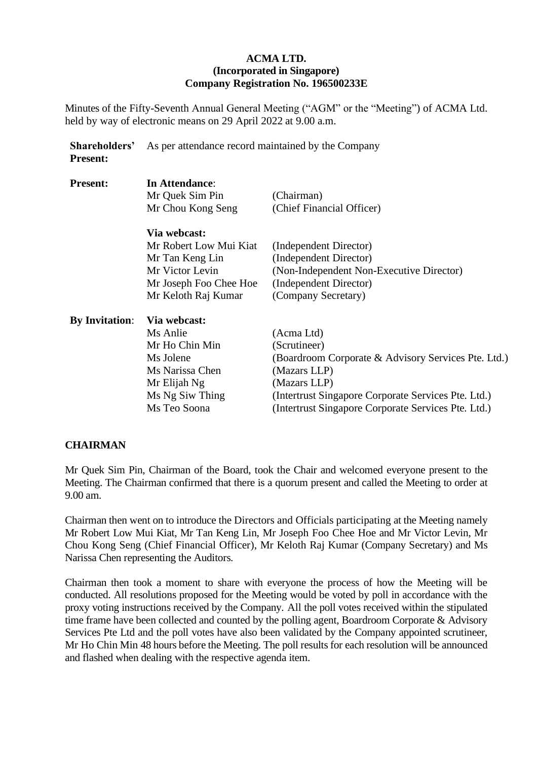**ACMA LTD.**
**(Incorporated in Singapore)**
**Company Registration No. 196500233E**

Minutes of the Fifty-Seventh Annual General Meeting ("AGM" or the "Meeting") of ACMA Ltd. held by way of electronic means on 29 April 2022 at 9.00 a.m.

| | | |
|---|---|---|
| **Shareholders' Present:** | As per attendance record maintained by the Company | |
| **Present:** | **In Attendance**: | |
| | Mr Quek Sim Pin | (Chairman) |
| | Mr Chou Kong Seng | (Chief Financial Officer) |
| | **Via webcast:** | |
| | Mr Robert Low Mui Kiat | (Independent Director) |
| | Mr Tan Keng Lin | (Independent Director) |
| | Mr Victor Levin | (Non-Independent Non-Executive Director) |
| | Mr Joseph Foo Chee Hoe | (Independent Director) |
| | Mr Keloth Raj Kumar | (Company Secretary) |
| **By Invitation**: | **Via webcast:** | |
| | Ms Anlie | (Acma Ltd) |
| | Mr Ho Chin Min | (Scrutineer) |
| | Ms Jolene | (Boardroom Corporate & Advisory Services Pte. Ltd.) |
| | Ms Narissa Chen | (Mazars LLP) |
| | Mr Elijah Ng | (Mazars LLP) |
| | Ms Ng Siw Thing | (Intertrust Singapore Corporate Services Pte. Ltd.) |
| | Ms Teo Soona | (Intertrust Singapore Corporate Services Pte. Ltd.) |

## CHAIRMAN

Mr Quek Sim Pin, Chairman of the Board, took the Chair and welcomed everyone present to the Meeting. The Chairman confirmed that there is a quorum present and called the Meeting to order at 9.00 am.

Chairman then went on to introduce the Directors and Officials participating at the Meeting namely Mr Robert Low Mui Kiat, Mr Tan Keng Lin, Mr Joseph Foo Chee Hoe and Mr Victor Levin, Mr Chou Kong Seng (Chief Financial Officer), Mr Keloth Raj Kumar (Company Secretary) and Ms Narissa Chen representing the Auditors.

Chairman then took a moment to share with everyone the process of how the Meeting will be conducted. All resolutions proposed for the Meeting would be voted by poll in accordance with the proxy voting instructions received by the Company. All the poll votes received within the stipulated time frame have been collected and counted by the polling agent, Boardroom Corporate & Advisory Services Pte Ltd and the poll votes have also been validated by the Company appointed scrutineer, Mr Ho Chin Min 48 hours before the Meeting. The poll results for each resolution will be announced and flashed when dealing with the respective agenda item.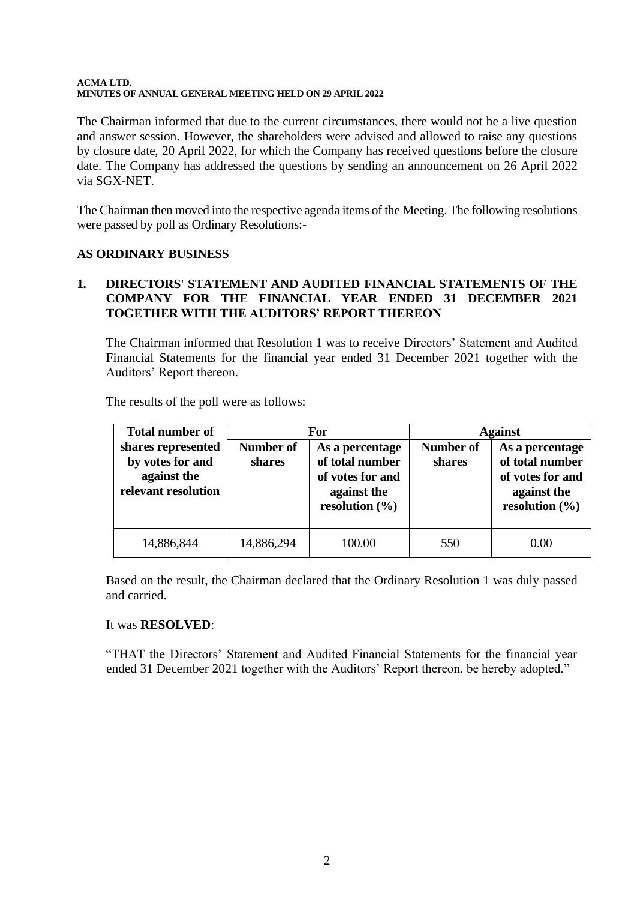The Chairman informed that due to the current circumstances, there would not be a live question and answer session. However, the shareholders were advised and allowed to raise any questions by closure date, 20 April 2022, for which the Company has received questions before the closure date. The Company has addressed the questions by sending an announcement on 26 April 2022 via SGX-NET.

The Chairman then moved into the respective agenda items of the Meeting. The following resolutions were passed by poll as Ordinary Resolutions:-

## AS ORDINARY BUSINESS

### 1. DIRECTORS' STATEMENT AND AUDITED FINANCIAL STATEMENTS OF THE COMPANY FOR THE FINANCIAL YEAR ENDED 31 DECEMBER 2021 TOGETHER WITH THE AUDITORS' REPORT THEREON

The Chairman informed that Resolution 1 was to receive Directors' Statement and Audited Financial Statements for the financial year ended 31 December 2021 together with the Auditors' Report thereon.

The results of the poll were as follows:

| Total number of shares represented by votes for and against the relevant resolution | For | | Against | |
|---|---|---|---|---|
| | Number of shares | As a percentage of total number of votes for and against the resolution (%) | Number of shares | As a percentage of total number of votes for and against the resolution (%) |
| 14,886,844 | 14,886,294 | 100.00 | 550 | 0.00 |

Based on the result, the Chairman declared that the Ordinary Resolution 1 was duly passed and carried.

It was **RESOLVED**:

"THAT the Directors' Statement and Audited Financial Statements for the financial year ended 31 December 2021 together with the Auditors' Report thereon, be hereby adopted."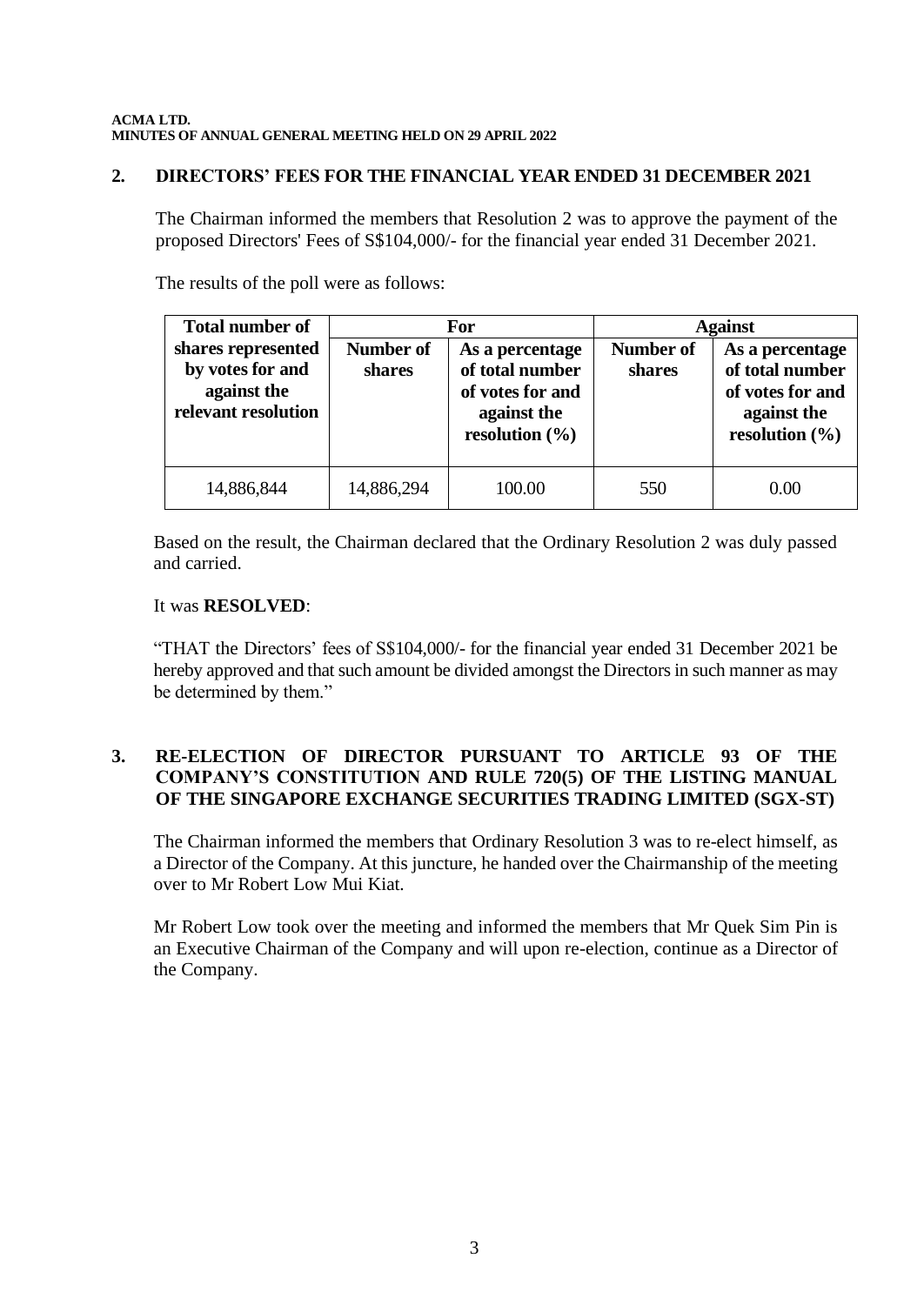## 2. DIRECTORS' FEES FOR THE FINANCIAL YEAR ENDED 31 DECEMBER 2021

The Chairman informed the members that Resolution 2 was to approve the payment of the proposed Directors' Fees of S$104,000/- for the financial year ended 31 December 2021.

The results of the poll were as follows:

| Total number of shares represented by votes for and against the relevant resolution | For | | Against | |
|---|---|---|---|---|
| | Number of shares | As a percentage of total number of votes for and against the resolution (%) | Number of shares | As a percentage of total number of votes for and against the resolution (%) |
| 14,886,844 | 14,886,294 | 100.00 | 550 | 0.00 |

Based on the result, the Chairman declared that the Ordinary Resolution 2 was duly passed and carried.

It was **RESOLVED**:

"THAT the Directors' fees of S$104,000/- for the financial year ended 31 December 2021 be hereby approved and that such amount be divided amongst the Directors in such manner as may be determined by them."

## 3. RE-ELECTION OF DIRECTOR PURSUANT TO ARTICLE 93 OF THE COMPANY'S CONSTITUTION AND RULE 720(5) OF THE LISTING MANUAL OF THE SINGAPORE EXCHANGE SECURITIES TRADING LIMITED (SGX-ST)

The Chairman informed the members that Ordinary Resolution 3 was to re-elect himself, as a Director of the Company. At this juncture, he handed over the Chairmanship of the meeting over to Mr Robert Low Mui Kiat.

Mr Robert Low took over the meeting and informed the members that Mr Quek Sim Pin is an Executive Chairman of the Company and will upon re-election, continue as a Director of the Company.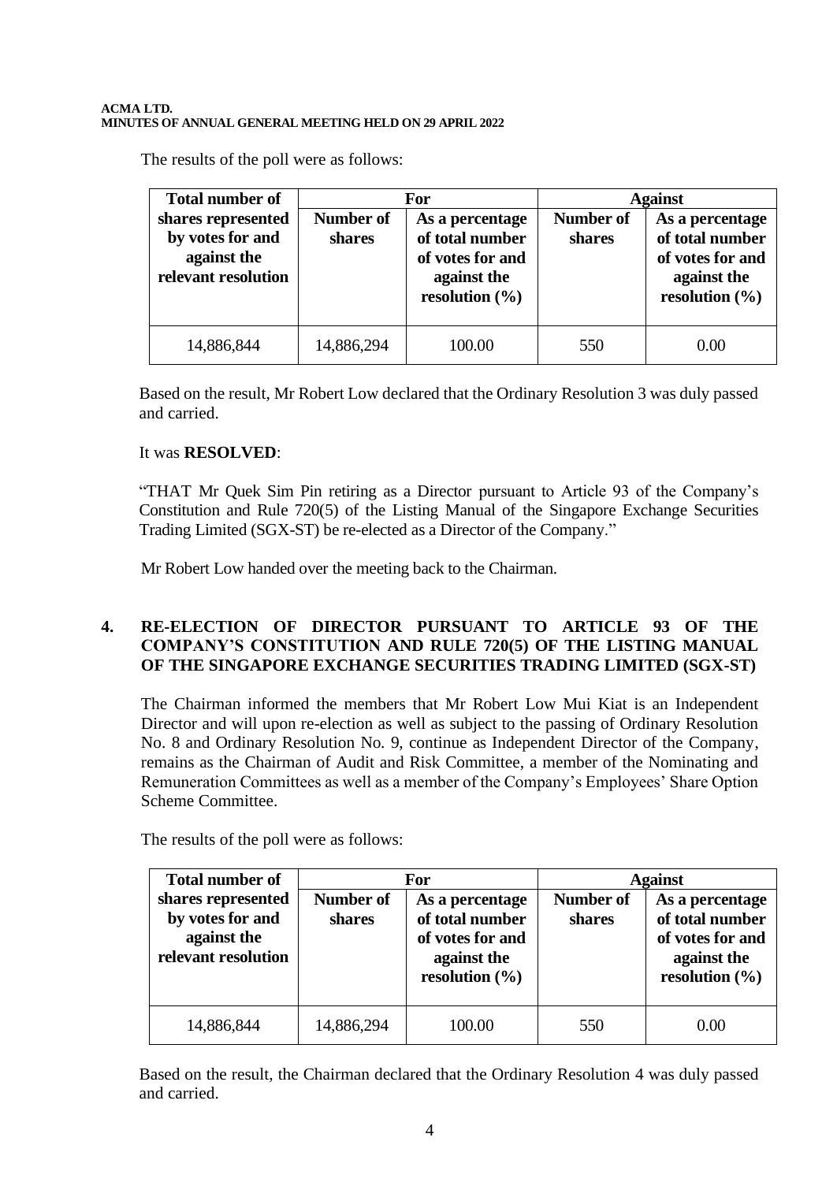The results of the poll were as follows:

| Total number of shares represented by votes for and against the relevant resolution | For | | Against | |
|---|---|---|---|---|
| | Number of shares | As a percentage of total number of votes for and against the resolution (%) | Number of shares | As a percentage of total number of votes for and against the resolution (%) |
| 14,886,844 | 14,886,294 | 100.00 | 550 | 0.00 |

Based on the result, Mr Robert Low declared that the Ordinary Resolution 3 was duly passed and carried.

It was **RESOLVED**:

"THAT Mr Quek Sim Pin retiring as a Director pursuant to Article 93 of the Company's Constitution and Rule 720(5) of the Listing Manual of the Singapore Exchange Securities Trading Limited (SGX-ST) be re-elected as a Director of the Company."

Mr Robert Low handed over the meeting back to the Chairman.

## 4. RE-ELECTION OF DIRECTOR PURSUANT TO ARTICLE 93 OF THE COMPANY'S CONSTITUTION AND RULE 720(5) OF THE LISTING MANUAL OF THE SINGAPORE EXCHANGE SECURITIES TRADING LIMITED (SGX-ST)

The Chairman informed the members that Mr Robert Low Mui Kiat is an Independent Director and will upon re-election as well as subject to the passing of Ordinary Resolution No. 8 and Ordinary Resolution No. 9, continue as Independent Director of the Company, remains as the Chairman of Audit and Risk Committee, a member of the Nominating and Remuneration Committees as well as a member of the Company's Employees' Share Option Scheme Committee.

The results of the poll were as follows:

| Total number of shares represented by votes for and against the relevant resolution | For | | Against | |
|---|---|---|---|---|
| | Number of shares | As a percentage of total number of votes for and against the resolution (%) | Number of shares | As a percentage of total number of votes for and against the resolution (%) |
| 14,886,844 | 14,886,294 | 100.00 | 550 | 0.00 |

Based on the result, the Chairman declared that the Ordinary Resolution 4 was duly passed and carried.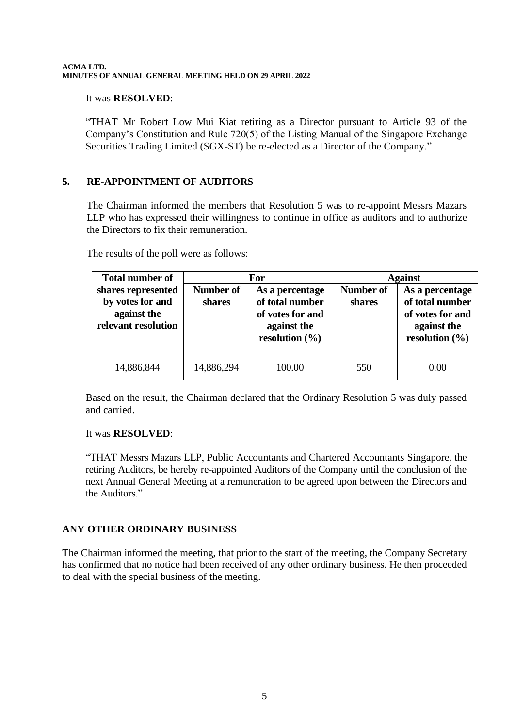It was **RESOLVED**:

"THAT Mr Robert Low Mui Kiat retiring as a Director pursuant to Article 93 of the Company's Constitution and Rule 720(5) of the Listing Manual of the Singapore Exchange Securities Trading Limited (SGX-ST) be re-elected as a Director of the Company."

## 5. RE-APPOINTMENT OF AUDITORS

The Chairman informed the members that Resolution 5 was to re-appoint Messrs Mazars LLP who has expressed their willingness to continue in office as auditors and to authorize the Directors to fix their remuneration.

The results of the poll were as follows:

| Total number of shares represented by votes for and against the relevant resolution | For | | Against | |
|---|---|---|---|---|
| | Number of shares | As a percentage of total number of votes for and against the resolution (%) | Number of shares | As a percentage of total number of votes for and against the resolution (%) |
| 14,886,844 | 14,886,294 | 100.00 | 550 | 0.00 |

Based on the result, the Chairman declared that the Ordinary Resolution 5 was duly passed and carried.

It was **RESOLVED**:

"THAT Messrs Mazars LLP, Public Accountants and Chartered Accountants Singapore, the retiring Auditors, be hereby re-appointed Auditors of the Company until the conclusion of the next Annual General Meeting at a remuneration to be agreed upon between the Directors and the Auditors."

## ANY OTHER ORDINARY BUSINESS

The Chairman informed the meeting, that prior to the start of the meeting, the Company Secretary has confirmed that no notice had been received of any other ordinary business. He then proceeded to deal with the special business of the meeting.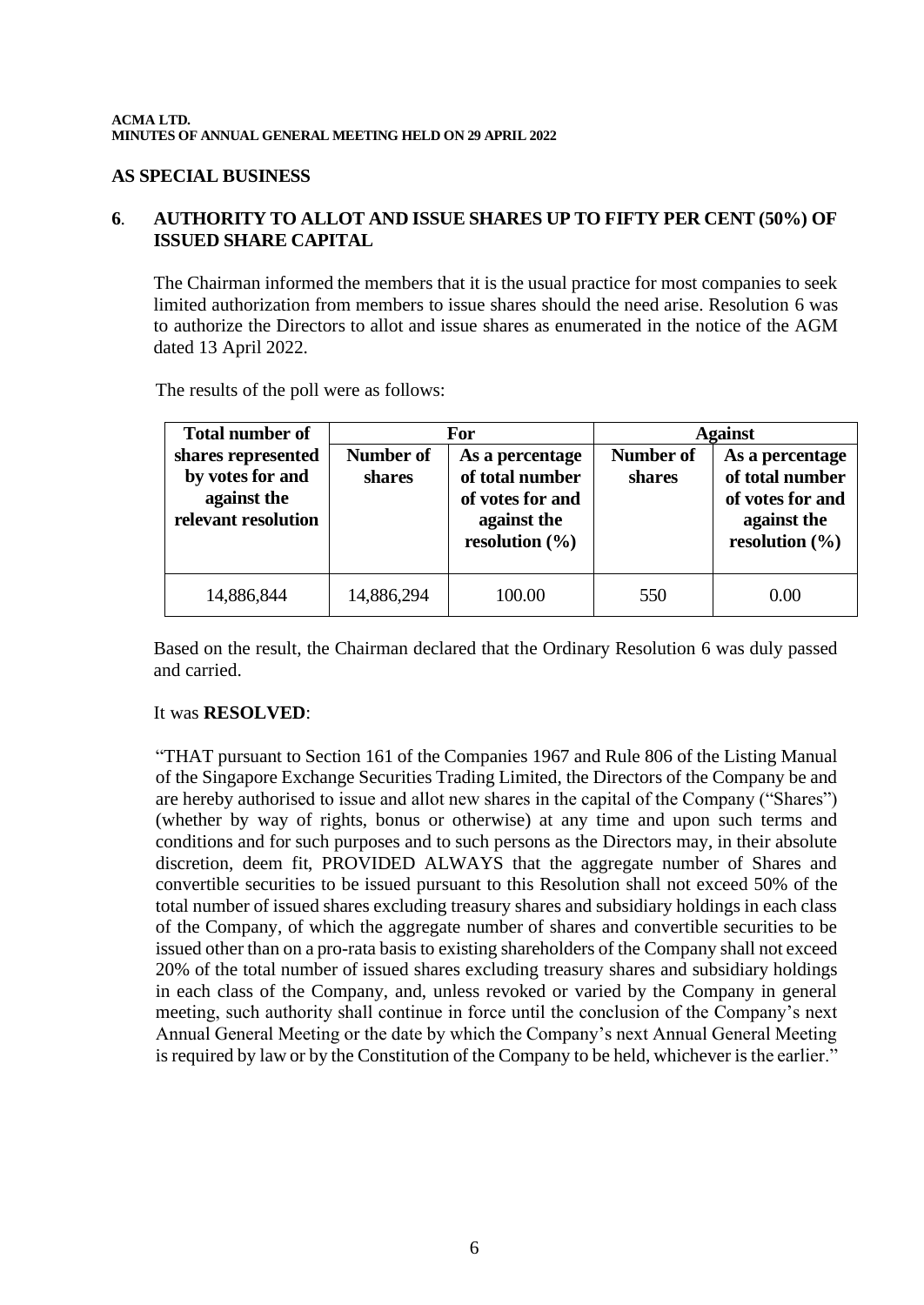## AS SPECIAL BUSINESS

### 6. AUTHORITY TO ALLOT AND ISSUE SHARES UP TO FIFTY PER CENT (50%) OF ISSUED SHARE CAPITAL

The Chairman informed the members that it is the usual practice for most companies to seek limited authorization from members to issue shares should the need arise. Resolution 6 was to authorize the Directors to allot and issue shares as enumerated in the notice of the AGM dated 13 April 2022.

The results of the poll were as follows:

| Total number of shares represented by votes for and against the relevant resolution | For | | Against | |
|---|---|---|---|---|
| | Number of shares | As a percentage of total number of votes for and against the resolution (%) | Number of shares | As a percentage of total number of votes for and against the resolution (%) |
| 14,886,844 | 14,886,294 | 100.00 | 550 | 0.00 |

Based on the result, the Chairman declared that the Ordinary Resolution 6 was duly passed and carried.

It was **RESOLVED**:

"THAT pursuant to Section 161 of the Companies 1967 and Rule 806 of the Listing Manual of the Singapore Exchange Securities Trading Limited, the Directors of the Company be and are hereby authorised to issue and allot new shares in the capital of the Company ("Shares") (whether by way of rights, bonus or otherwise) at any time and upon such terms and conditions and for such purposes and to such persons as the Directors may, in their absolute discretion, deem fit, PROVIDED ALWAYS that the aggregate number of Shares and convertible securities to be issued pursuant to this Resolution shall not exceed 50% of the total number of issued shares excluding treasury shares and subsidiary holdings in each class of the Company, of which the aggregate number of shares and convertible securities to be issued other than on a pro-rata basis to existing shareholders of the Company shall not exceed 20% of the total number of issued shares excluding treasury shares and subsidiary holdings in each class of the Company, and, unless revoked or varied by the Company in general meeting, such authority shall continue in force until the conclusion of the Company's next Annual General Meeting or the date by which the Company's next Annual General Meeting is required by law or by the Constitution of the Company to be held, whichever is the earlier."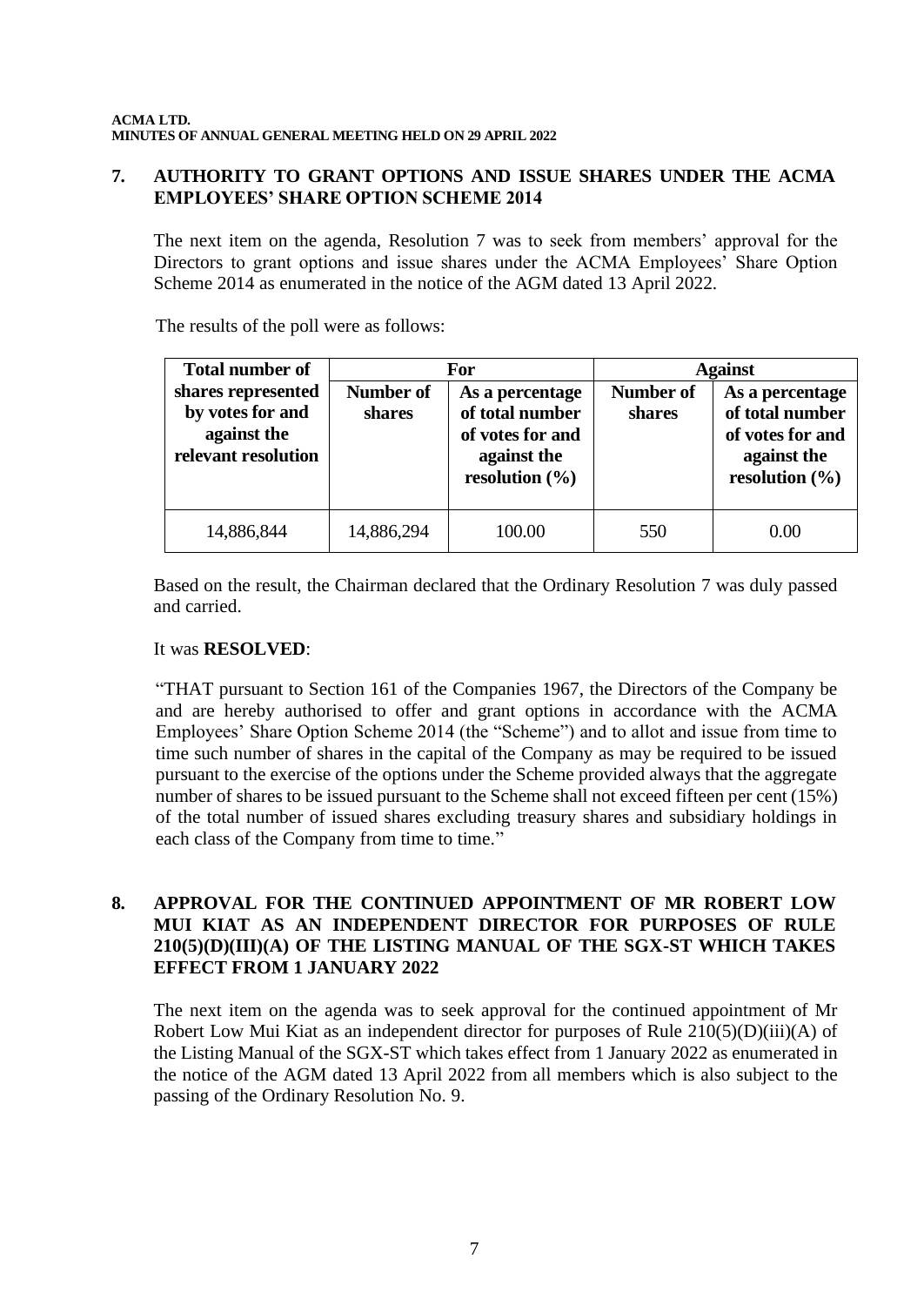## 7. AUTHORITY TO GRANT OPTIONS AND ISSUE SHARES UNDER THE ACMA EMPLOYEES' SHARE OPTION SCHEME 2014

The next item on the agenda, Resolution 7 was to seek from members' approval for the Directors to grant options and issue shares under the ACMA Employees' Share Option Scheme 2014 as enumerated in the notice of the AGM dated 13 April 2022.

The results of the poll were as follows:

| Total number of shares represented by votes for and against the relevant resolution | For | | Against | |
|---|---|---|---|---|
| | Number of shares | As a percentage of total number of votes for and against the resolution (%) | Number of shares | As a percentage of total number of votes for and against the resolution (%) |
| 14,886,844 | 14,886,294 | 100.00 | 550 | 0.00 |

Based on the result, the Chairman declared that the Ordinary Resolution 7 was duly passed and carried.

It was **RESOLVED**:

"THAT pursuant to Section 161 of the Companies 1967, the Directors of the Company be and are hereby authorised to offer and grant options in accordance with the ACMA Employees' Share Option Scheme 2014 (the "Scheme") and to allot and issue from time to time such number of shares in the capital of the Company as may be required to be issued pursuant to the exercise of the options under the Scheme provided always that the aggregate number of shares to be issued pursuant to the Scheme shall not exceed fifteen per cent (15%) of the total number of issued shares excluding treasury shares and subsidiary holdings in each class of the Company from time to time."

## 8. APPROVAL FOR THE CONTINUED APPOINTMENT OF MR ROBERT LOW MUI KIAT AS AN INDEPENDENT DIRECTOR FOR PURPOSES OF RULE 210(5)(D)(III)(A) OF THE LISTING MANUAL OF THE SGX-ST WHICH TAKES EFFECT FROM 1 JANUARY 2022

The next item on the agenda was to seek approval for the continued appointment of Mr Robert Low Mui Kiat as an independent director for purposes of Rule 210(5)(D)(iii)(A) of the Listing Manual of the SGX-ST which takes effect from 1 January 2022 as enumerated in the notice of the AGM dated 13 April 2022 from all members which is also subject to the passing of the Ordinary Resolution No. 9.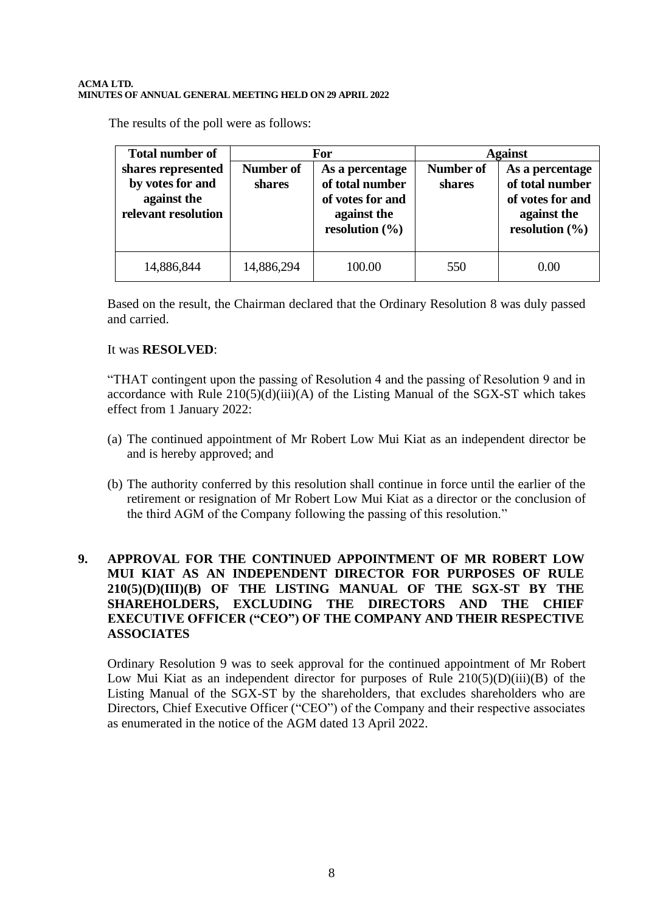The results of the poll were as follows:

| Total number of shares represented by votes for and against the relevant resolution | For | | Against | |
|---|---|---|---|---|
| | Number of shares | As a percentage of total number of votes for and against the resolution (%) | Number of shares | As a percentage of total number of votes for and against the resolution (%) |
| 14,886,844 | 14,886,294 | 100.00 | 550 | 0.00 |

Based on the result, the Chairman declared that the Ordinary Resolution 8 was duly passed and carried.

It was **RESOLVED**:

"THAT contingent upon the passing of Resolution 4 and the passing of Resolution 9 and in accordance with Rule 210(5)(d)(iii)(A) of the Listing Manual of the SGX-ST which takes effect from 1 January 2022:

(a) The continued appointment of Mr Robert Low Mui Kiat as an independent director be and is hereby approved; and

(b) The authority conferred by this resolution shall continue in force until the earlier of the retirement or resignation of Mr Robert Low Mui Kiat as a director or the conclusion of the third AGM of the Company following the passing of this resolution."

## 9. APPROVAL FOR THE CONTINUED APPOINTMENT OF MR ROBERT LOW MUI KIAT AS AN INDEPENDENT DIRECTOR FOR PURPOSES OF RULE 210(5)(D)(III)(B) OF THE LISTING MANUAL OF THE SGX-ST BY THE SHAREHOLDERS, EXCLUDING THE DIRECTORS AND THE CHIEF EXECUTIVE OFFICER ("CEO") OF THE COMPANY AND THEIR RESPECTIVE ASSOCIATES

Ordinary Resolution 9 was to seek approval for the continued appointment of Mr Robert Low Mui Kiat as an independent director for purposes of Rule 210(5)(D)(iii)(B) of the Listing Manual of the SGX-ST by the shareholders, that excludes shareholders who are Directors, Chief Executive Officer ("CEO") of the Company and their respective associates as enumerated in the notice of the AGM dated 13 April 2022.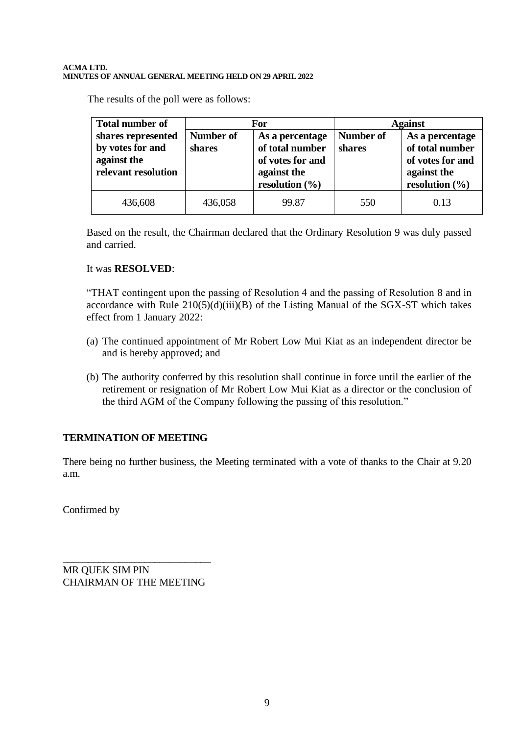The results of the poll were as follows:

| Total number of shares represented by votes for and against the relevant resolution | For | | Against | |
|---|---|---|---|---|
| | Number of shares | As a percentage of total number of votes for and against the resolution (%) | Number of shares | As a percentage of total number of votes for and against the resolution (%) |
| 436,608 | 436,058 | 99.87 | 550 | 0.13 |

Based on the result, the Chairman declared that the Ordinary Resolution 9 was duly passed and carried.

It was **RESOLVED**:

"THAT contingent upon the passing of Resolution 4 and the passing of Resolution 8 and in accordance with Rule 210(5)(d)(iii)(B) of the Listing Manual of the SGX-ST which takes effect from 1 January 2022:

(a) The continued appointment of Mr Robert Low Mui Kiat as an independent director be and is hereby approved; and

(b) The authority conferred by this resolution shall continue in force until the earlier of the retirement or resignation of Mr Robert Low Mui Kiat as a director or the conclusion of the third AGM of the Company following the passing of this resolution."

## TERMINATION OF MEETING

There being no further business, the Meeting terminated with a vote of thanks to the Chair at 9.20 a.m.

Confirmed by

\_\_\_\_\_\_\_\_\_\_\_\_\_\_\_\_\_\_\_\_\_\_\_\_\_\_\_\_\_\_

MR QUEK SIM PIN
CHAIRMAN OF THE MEETING